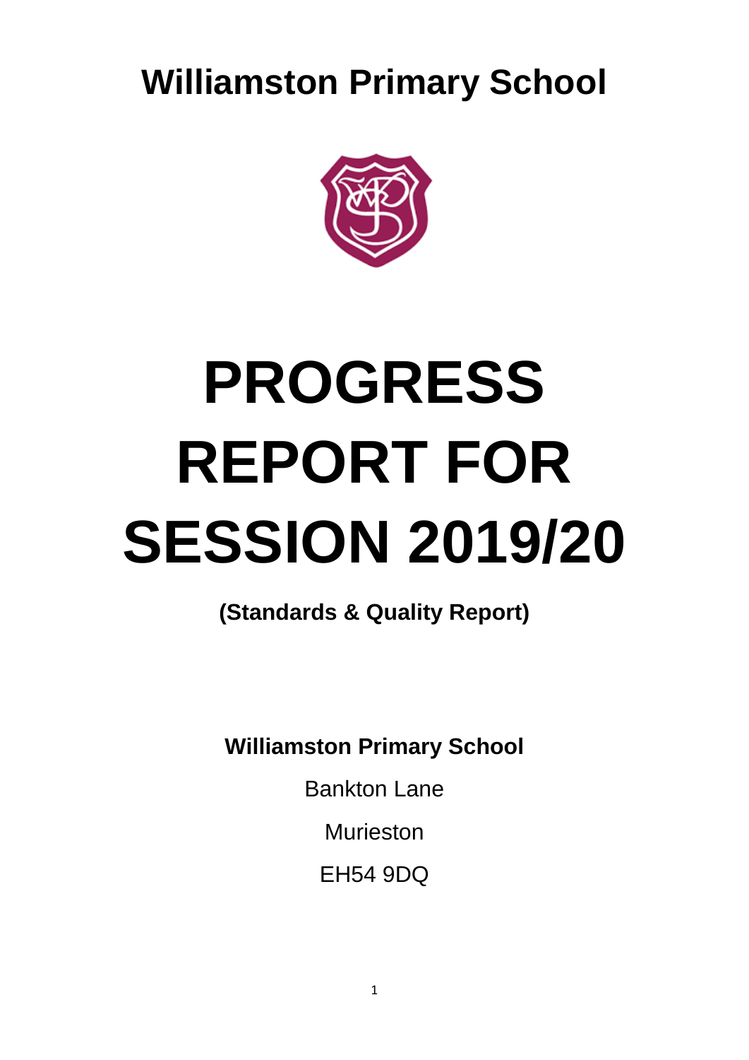# Williamston Primary School

# PROGRESS REPORT FOR SESSION 2019/20

**(Standards & Quality Report)**

**Williamston Primary School**

Bankton Lane

Murieston

EH54 9DQ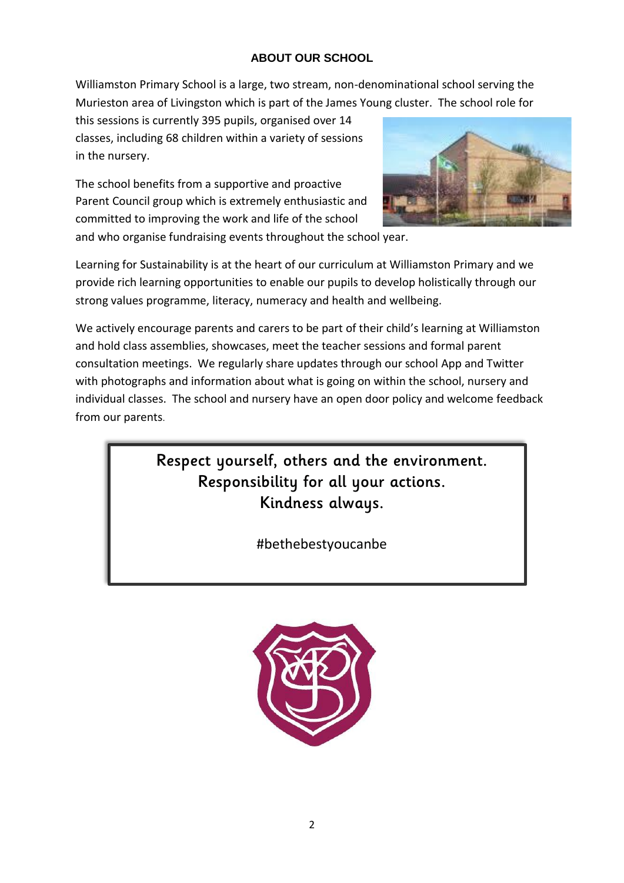## ABOUT OUR SCHOOL

Williamston Primary School is a large, two stream, non-denominational school serving the Murieston area of Livingston which is part of the James Young cluster. The school role for this sessions is currently 395 pupils, organised over 14 classes, including 68 children within a variety of sessions in the nursery.

The school benefits from a supportive and proactive Parent Council group which is extremely enthusiastic and committed to improving the work and life of the school and who organise fundraising events throughout the school year.

Learning for Sustainability is at the heart of our curriculum at Williamston Primary and we provide rich learning opportunities to enable our pupils to develop holistically through our strong values programme, literacy, numeracy and health and wellbeing.

We actively encourage parents and carers to be part of their child's learning at Williamston and hold class assemblies, showcases, meet the teacher sessions and formal parent consultation meetings. We regularly share updates through our school App and Twitter with photographs and information about what is going on within the school, nursery and individual classes. The school and nursery have an open door policy and welcome feedback from our parents.

Respect yourself, others and the environment.
Responsibility for all your actions.
Kindness always.

#bethebestyoucanbe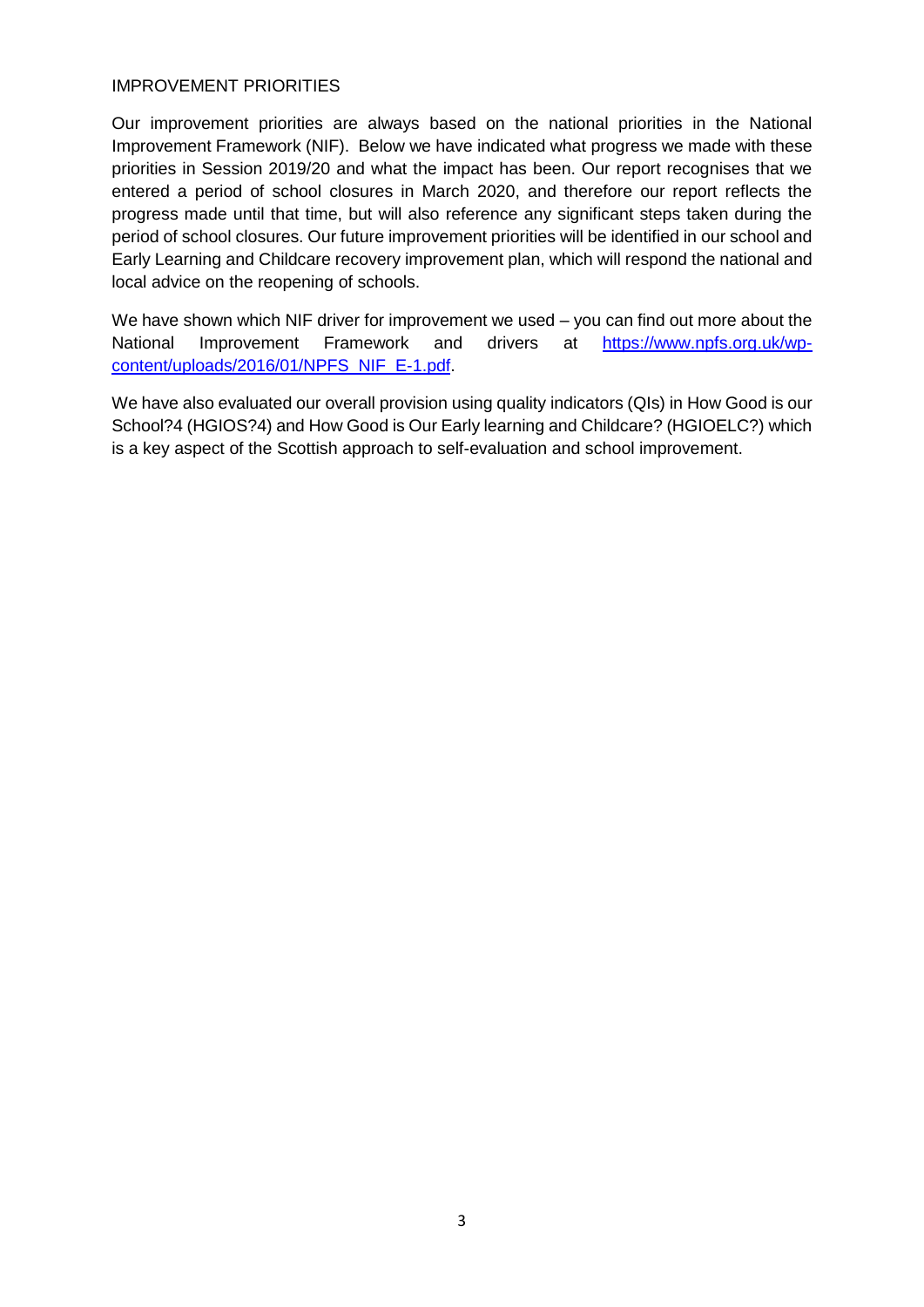## IMPROVEMENT PRIORITIES

Our improvement priorities are always based on the national priorities in the National Improvement Framework (NIF). Below we have indicated what progress we made with these priorities in Session 2019/20 and what the impact has been. Our report recognises that we entered a period of school closures in March 2020, and therefore our report reflects the progress made until that time, but will also reference any significant steps taken during the period of school closures. Our future improvement priorities will be identified in our school and Early Learning and Childcare recovery improvement plan, which will respond the national and local advice on the reopening of schools.

We have shown which NIF driver for improvement we used – you can find out more about the National Improvement Framework and drivers at [https://www.npfs.org.uk/wp-content/uploads/2016/01/NPFS_NIF_E-1.pdf](https://www.npfs.org.uk/wp-content/uploads/2016/01/NPFS_NIF_E-1.pdf).

We have also evaluated our overall provision using quality indicators (QIs) in How Good is our School?4 (HGIOS?4) and How Good is Our Early learning and Childcare? (HGIOELC?) which is a key aspect of the Scottish approach to self-evaluation and school improvement.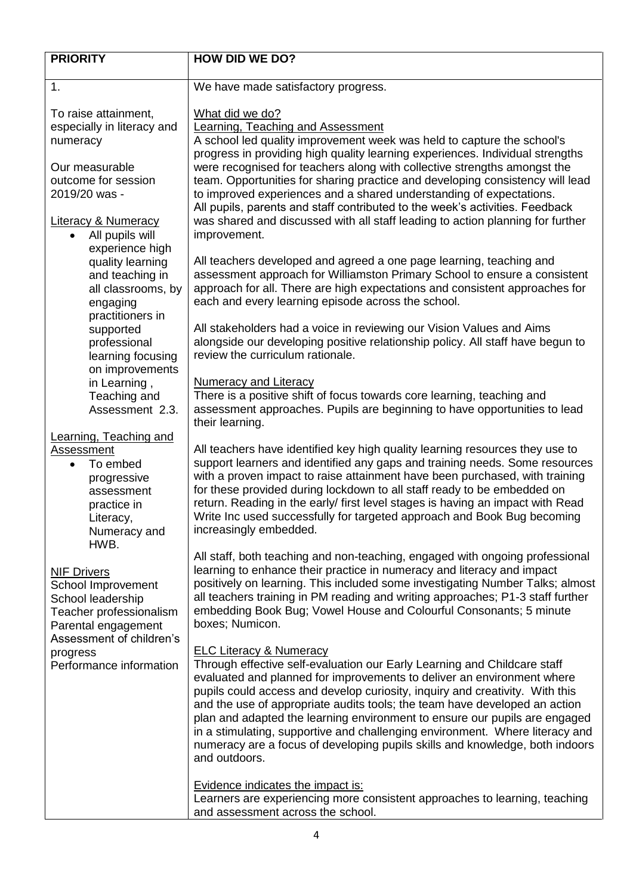| PRIORITY | HOW DID WE DO? |
| --- | --- |
| 1.<br><br>To raise attainment, especially in literacy and numeracy<br><br>Our measurable outcome for session 2019/20 was -<br><br><u>Literacy & Numeracy</u><br>• All pupils will experience high quality learning and teaching in all classrooms, by engaging practitioners in supported professional learning focusing on improvements in Learning , Teaching and Assessment 2.3.<br><br><u>Learning, Teaching and Assessment</u><br>• To embed progressive assessment practice in Literacy, Numeracy and HWB.<br><br><u>NIF Drivers</u><br>School Improvement<br>School leadership<br>Teacher professionalism<br>Parental engagement<br>Assessment of children's progress<br>Performance information | We have made satisfactory progress.<br><br><u>What did we do?</u><br><u>Learning, Teaching and Assessment</u><br>A school led quality improvement week was held to capture the school's progress in providing high quality learning experiences. Individual strengths were recognised for teachers along with collective strengths amongst the team. Opportunities for sharing practice and developing consistency will lead to improved experiences and a shared understanding of expectations. All pupils, parents and staff contributed to the week's activities. Feedback was shared and discussed with all staff leading to action planning for further improvement.<br><br>All teachers developed and agreed a one page learning, teaching and assessment approach for Williamston Primary School to ensure a consistent approach for all. There are high expectations and consistent approaches for each and every learning episode across the school.<br><br>All stakeholders had a voice in reviewing our Vision Values and Aims alongside our developing positive relationship policy. All staff have begun to review the curriculum rationale.<br><br><u>Numeracy and Literacy</u><br>There is a positive shift of focus towards core learning, teaching and assessment approaches. Pupils are beginning to have opportunities to lead their learning.<br><br>All teachers have identified key high quality learning resources they use to support learners and identified any gaps and training needs. Some resources with a proven impact to raise attainment have been purchased, with training for these provided during lockdown to all staff ready to be embedded on return. Reading in the early/ first level stages is having an impact with Read Write Inc used successfully for targeted approach and Book Bug becoming increasingly embedded.<br><br>All staff, both teaching and non-teaching, engaged with ongoing professional learning to enhance their practice in numeracy and literacy and impact positively on learning. This included some investigating Number Talks; almost all teachers training in PM reading and writing approaches; P1-3 staff further embedding Book Bug; Vowel House and Colourful Consonants; 5 minute boxes; Numicon.<br><br><u>ELC Literacy & Numeracy</u><br>Through effective self-evaluation our Early Learning and Childcare staff evaluated and planned for improvements to deliver an environment where pupils could access and develop curiosity, inquiry and creativity. With this and the use of appropriate audits tools; the team have developed an action plan and adapted the learning environment to ensure our pupils are engaged in a stimulating, supportive and challenging environment. Where literacy and numeracy are a focus of developing pupils skills and knowledge, both indoors and outdoors.<br><br><u>Evidence indicates the impact is:</u><br>Learners are experiencing more consistent approaches to learning, teaching and assessment across the school. |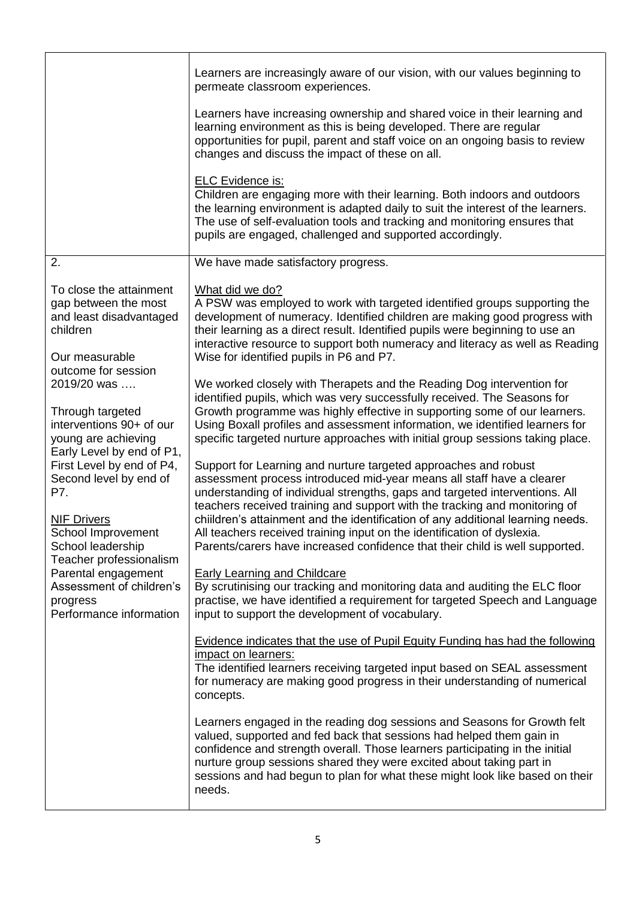| | |
|---|---|
| | Learners are increasingly aware of our vision, with our values beginning to permeate classroom experiences.<br><br>Learners have increasing ownership and shared voice in their learning and learning environment as this is being developed. There are regular opportunities for pupil, parent and staff voice on an ongoing basis to review changes and discuss the impact of these on all.<br><br><u>ELC Evidence is:</u><br>Children are engaging more with their learning. Both indoors and outdoors the learning environment is adapted daily to suit the interest of the learners. The use of self-evaluation tools and tracking and monitoring ensures that pupils are engaged, challenged and supported accordingly. |
| 2.<br><br>To close the attainment gap between the most and least disadvantaged children<br><br>Our measurable outcome for session 2019/20 was ….<br><br>Through targeted interventions 90+ of our young are achieving Early Level by end of P1, First Level by end of P4, Second level by end of P7.<br><br><u>NIF Drivers</u><br>School Improvement<br>School leadership<br>Teacher professionalism<br>Parental engagement<br>Assessment of children's progress<br>Performance information | We have made satisfactory progress.<br><br><u>What did we do?</u><br>A PSW was employed to work with targeted identified groups supporting the development of numeracy. Identified children are making good progress with their learning as a direct result. Identified pupils were beginning to use an interactive resource to support both numeracy and literacy as well as Reading Wise for identified pupils in P6 and P7.<br><br>We worked closely with Therapets and the Reading Dog intervention for identified pupils, which was very successfully received. The Seasons for Growth programme was highly effective in supporting some of our learners. Using Boxall profiles and assessment information, we identified learners for specific targeted nurture approaches with initial group sessions taking place.<br><br>Support for Learning and nurture targeted approaches and robust assessment process introduced mid-year means all staff have a clearer understanding of individual strengths, gaps and targeted interventions. All teachers received training and support with the tracking and monitoring of chiildren's attainment and the identification of any additional learning needs. All teachers received training input on the identification of dyslexia. Parents/carers have increased confidence that their child is well supported.<br><br><u>Early Learning and Childcare</u><br>By scrutinising our tracking and monitoring data and auditing the ELC floor practise, we have identified a requirement for targeted Speech and Language input to support the development of vocabulary.<br><br><u>Evidence indicates that the use of Pupil Equity Funding has had the following impact on learners:</u><br>The identified learners receiving targeted input based on SEAL assessment for numeracy are making good progress in their understanding of numerical concepts.<br><br>Learners engaged in the reading dog sessions and Seasons for Growth felt valued, supported and fed back that sessions had helped them gain in confidence and strength overall. Those learners participating in the initial nurture group sessions shared they were excited about taking part in sessions and had begun to plan for what these might look like based on their needs. |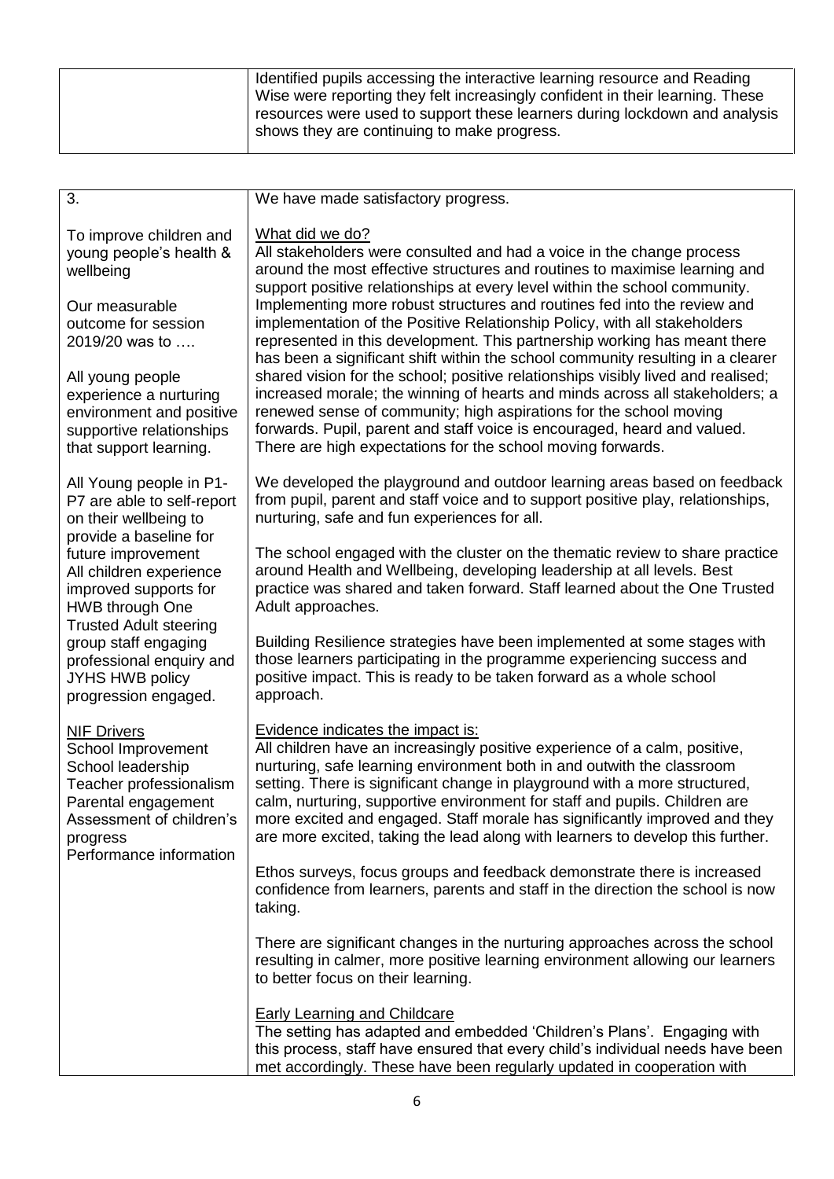| | Identified pupils accessing the interactive learning resource and Reading Wise were reporting they felt increasingly confident in their learning. These resources were used to support these learners during lockdown and analysis shows they are continuing to make progress. |
|---|---|

| | |
|---|---|
| 3.<br><br>To improve children and young people's health & wellbeing<br><br>Our measurable outcome for session 2019/20 was to ….<br><br>All young people experience a nurturing environment and positive supportive relationships that support learning.<br><br>All Young people in P1-P7 are able to self-report on their wellbeing to provide a baseline for future improvement<br>All children experience improved supports for HWB through One Trusted Adult steering group staff engaging professional enquiry and JYHS HWB policy progression engaged.<br><br><u>NIF Drivers</u><br>School Improvement<br>School leadership<br>Teacher professionalism<br>Parental engagement<br>Assessment of children's progress<br>Performance information | We have made satisfactory progress.<br><br><u>What did we do?</u><br>All stakeholders were consulted and had a voice in the change process around the most effective structures and routines to maximise learning and support positive relationships at every level within the school community. Implementing more robust structures and routines fed into the review and implementation of the Positive Relationship Policy, with all stakeholders represented in this development. This partnership working has meant there has been a significant shift within the school community resulting in a clearer shared vision for the school; positive relationships visibly lived and realised; increased morale; the winning of hearts and minds across all stakeholders; a renewed sense of community; high aspirations for the school moving forwards. Pupil, parent and staff voice is encouraged, heard and valued. There are high expectations for the school moving forwards.<br><br>We developed the playground and outdoor learning areas based on feedback from pupil, parent and staff voice and to support positive play, relationships, nurturing, safe and fun experiences for all.<br><br>The school engaged with the cluster on the thematic review to share practice around Health and Wellbeing, developing leadership at all levels. Best practice was shared and taken forward. Staff learned about the One Trusted Adult approaches.<br><br>Building Resilience strategies have been implemented at some stages with those learners participating in the programme experiencing success and positive impact. This is ready to be taken forward as a whole school approach.<br><br><u>Evidence indicates the impact is:</u><br>All children have an increasingly positive experience of a calm, positive, nurturing, safe learning environment both in and outwith the classroom setting. There is significant change in playground with a more structured, calm, nurturing, supportive environment for staff and pupils. Children are more excited and engaged. Staff morale has significantly improved and they are more excited, taking the lead along with learners to develop this further.<br><br>Ethos surveys, focus groups and feedback demonstrate there is increased confidence from learners, parents and staff in the direction the school is now taking.<br><br>There are significant changes in the nurturing approaches across the school resulting in calmer, more positive learning environment allowing our learners to better focus on their learning.<br><br><u>Early Learning and Childcare</u><br>The setting has adapted and embedded 'Children's Plans'. Engaging with this process, staff have ensured that every child's individual needs have been met accordingly. These have been regularly updated in cooperation with |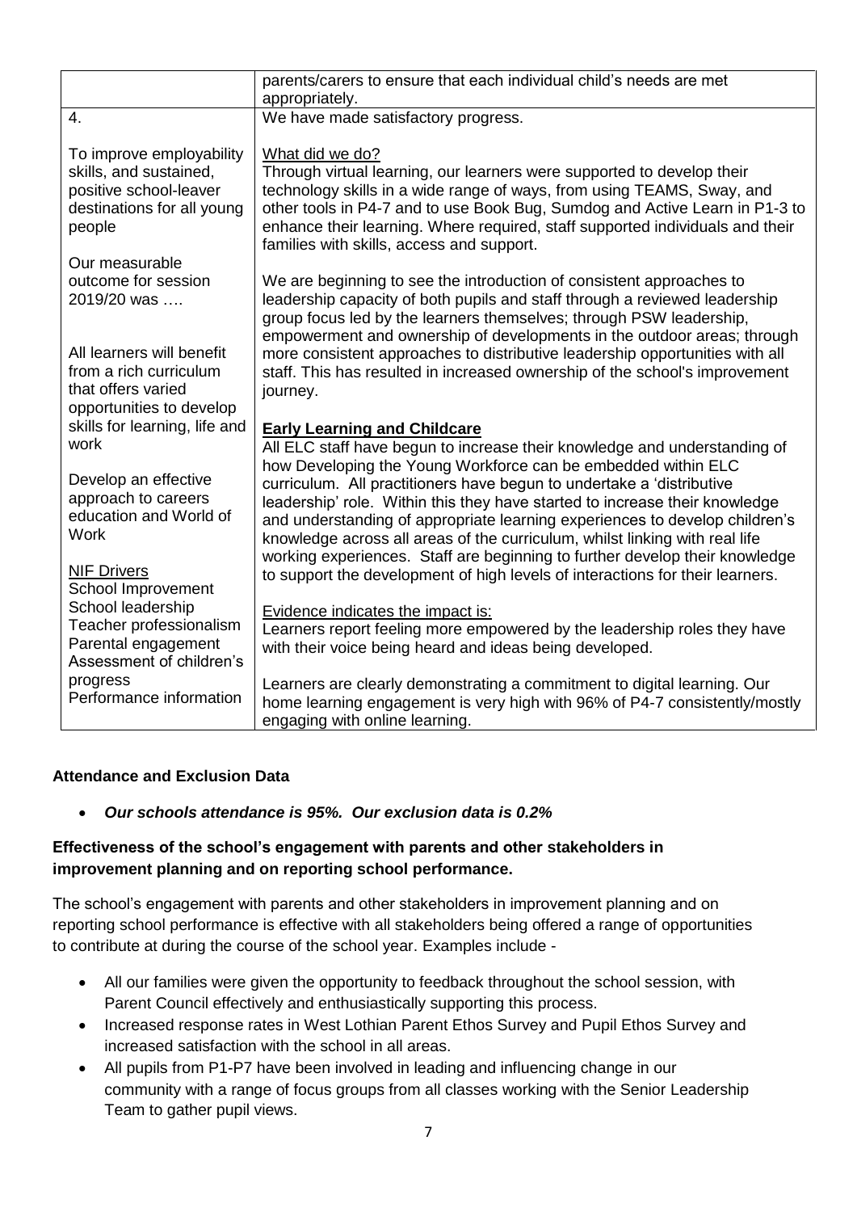| | |
|---|---|
| | parents/carers to ensure that each individual child's needs are met appropriately. |
| 4.<br><br>To improve employability skills, and sustained, positive school-leaver destinations for all young people<br><br>Our measurable outcome for session 2019/20 was ….<br><br>All learners will benefit from a rich curriculum that offers varied opportunities to develop skills for learning, life and work<br><br>Develop an effective approach to careers education and World of Work<br><br><u>NIF Drivers</u><br>School Improvement<br>School leadership<br>Teacher professionalism<br>Parental engagement<br>Assessment of children's progress<br>Performance information | We have made satisfactory progress.<br><br><u>What did we do?</u><br>Through virtual learning, our learners were supported to develop their technology skills in a wide range of ways, from using TEAMS, Sway, and other tools in P4-7 and to use Book Bug, Sumdog and Active Learn in P1-3 to enhance their learning. Where required, staff supported individuals and their families with skills, access and support.<br><br>We are beginning to see the introduction of consistent approaches to leadership capacity of both pupils and staff through a reviewed leadership group focus led by the learners themselves; through PSW leadership, empowerment and ownership of developments in the outdoor areas; through more consistent approaches to distributive leadership opportunities with all staff. This has resulted in increased ownership of the school's improvement journey.<br><br>**<u>Early Learning and Childcare</u>**<br>All ELC staff have begun to increase their knowledge and understanding of how Developing the Young Workforce can be embedded within ELC curriculum. All practitioners have begun to undertake a 'distributive leadership' role. Within this they have started to increase their knowledge and understanding of appropriate learning experiences to develop children's knowledge across all areas of the curriculum, whilst linking with real life working experiences. Staff are beginning to further develop their knowledge to support the development of high levels of interactions for their learners.<br><br><u>Evidence indicates the impact is:</u><br>Learners report feeling more empowered by the leadership roles they have with their voice being heard and ideas being developed.<br><br>Learners are clearly demonstrating a commitment to digital learning. Our home learning engagement is very high with 96% of P4-7 consistently/mostly engaging with online learning. |

**Attendance and Exclusion Data**

- ***Our schools attendance is 95%. Our exclusion data is 0.2%***

**Effectiveness of the school's engagement with parents and other stakeholders in improvement planning and on reporting school performance.**

The school's engagement with parents and other stakeholders in improvement planning and on reporting school performance is effective with all stakeholders being offered a range of opportunities to contribute at during the course of the school year. Examples include -

- All our families were given the opportunity to feedback throughout the school session, with Parent Council effectively and enthusiastically supporting this process.
- Increased response rates in West Lothian Parent Ethos Survey and Pupil Ethos Survey and increased satisfaction with the school in all areas.
- All pupils from P1-P7 have been involved in leading and influencing change in our community with a range of focus groups from all classes working with the Senior Leadership Team to gather pupil views.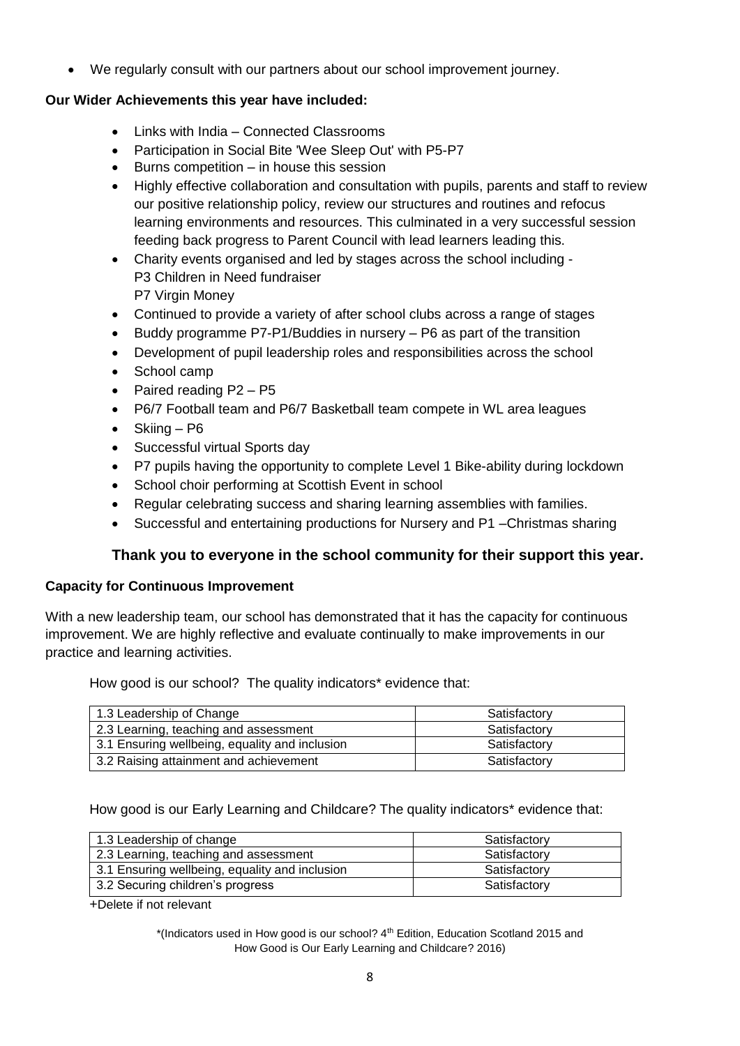- We regularly consult with our partners about our school improvement journey.

**Our Wider Achievements this year have included:**

- Links with India – Connected Classrooms
- Participation in Social Bite 'Wee Sleep Out' with P5-P7
- Burns competition – in house this session
- Highly effective collaboration and consultation with pupils, parents and staff to review our positive relationship policy, review our structures and routines and refocus learning environments and resources. This culminated in a very successful session feeding back progress to Parent Council with lead learners leading this.
- Charity events organised and led by stages across the school including -
  P3 Children in Need fundraiser
  P7 Virgin Money
- Continued to provide a variety of after school clubs across a range of stages
- Buddy programme P7-P1/Buddies in nursery – P6 as part of the transition
- Development of pupil leadership roles and responsibilities across the school
- School camp
- Paired reading P2 – P5
- P6/7 Football team and P6/7 Basketball team compete in WL area leagues
- Skiing – P6
- Successful virtual Sports day
- P7 pupils having the opportunity to complete Level 1 Bike-ability during lockdown
- School choir performing at Scottish Event in school
- Regular celebrating success and sharing learning assemblies with families.
- Successful and entertaining productions for Nursery and P1 –Christmas sharing

## Thank you to everyone in the school community for their support this year.

**Capacity for Continuous Improvement**

With a new leadership team, our school has demonstrated that it has the capacity for continuous improvement. We are highly reflective and evaluate continually to make improvements in our practice and learning activities.

How good is our school? The quality indicators* evidence that:

| | |
|---|---|
| 1.3 Leadership of Change | Satisfactory |
| 2.3 Learning, teaching and assessment | Satisfactory |
| 3.1 Ensuring wellbeing, equality and inclusion | Satisfactory |
| 3.2 Raising attainment and achievement | Satisfactory |

How good is our Early Learning and Childcare? The quality indicators* evidence that:

| | |
|---|---|
| 1.3 Leadership of change | Satisfactory |
| 2.3 Learning, teaching and assessment | Satisfactory |
| 3.1 Ensuring wellbeing, equality and inclusion | Satisfactory |
| 3.2 Securing children's progress | Satisfactory |

+Delete if not relevant

*(Indicators used in How good is our school? 4th Edition, Education Scotland 2015 and How Good is Our Early Learning and Childcare? 2016)